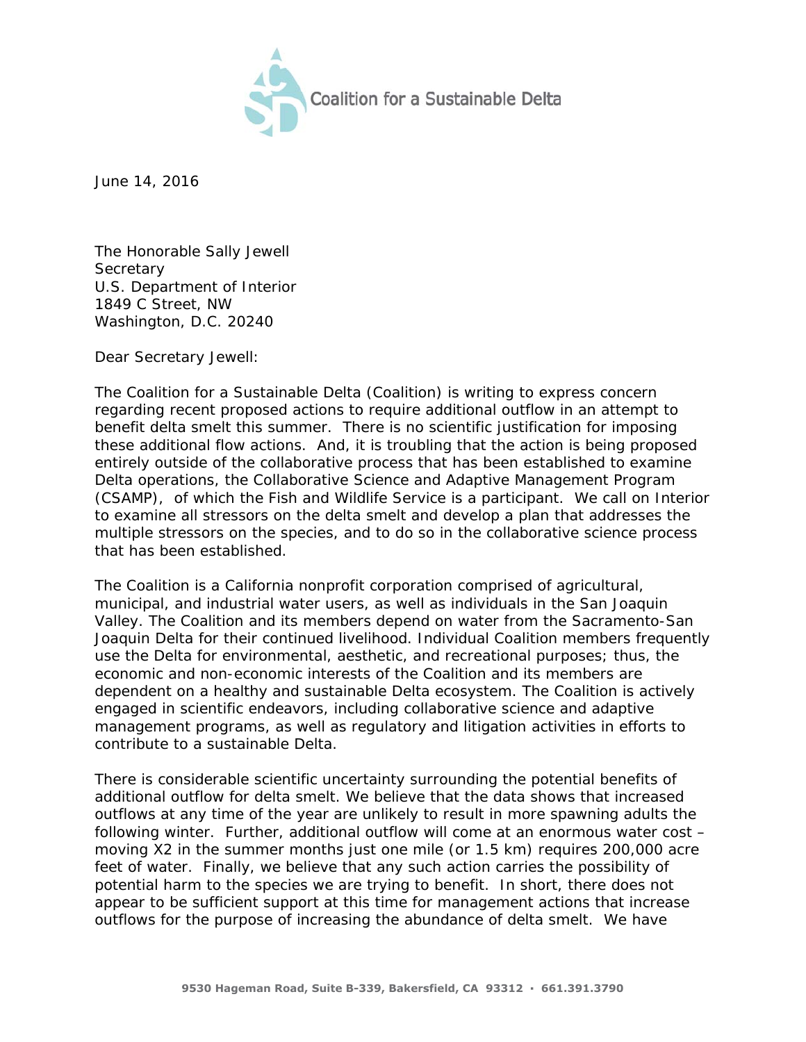Coalition for a Sustainable Delta

June 14, 2016

The Honorable Sally Jewell
Secretary
U.S. Department of Interior
1849 C Street, NW
Washington, D.C. 20240

Dear Secretary Jewell:

The Coalition for a Sustainable Delta (Coalition) is writing to express concern regarding recent proposed actions to require additional outflow in an attempt to benefit delta smelt this summer. There is no scientific justification for imposing these additional flow actions. And, it is troubling that the action is being proposed entirely outside of the collaborative process that has been established to examine Delta operations, the Collaborative Science and Adaptive Management Program (CSAMP), of which the Fish and Wildlife Service is a participant. We call on Interior to examine all stressors on the delta smelt and develop a plan that addresses the multiple stressors on the species, and to do so in the collaborative science process that has been established.

The Coalition is a California nonprofit corporation comprised of agricultural, municipal, and industrial water users, as well as individuals in the San Joaquin Valley. The Coalition and its members depend on water from the Sacramento-San Joaquin Delta for their continued livelihood. Individual Coalition members frequently use the Delta for environmental, aesthetic, and recreational purposes; thus, the economic and non-economic interests of the Coalition and its members are dependent on a healthy and sustainable Delta ecosystem. The Coalition is actively engaged in scientific endeavors, including collaborative science and adaptive management programs, as well as regulatory and litigation activities in efforts to contribute to a sustainable Delta.

There is considerable scientific uncertainty surrounding the potential benefits of additional outflow for delta smelt. We believe that the data shows that increased outflows at any time of the year are unlikely to result in more spawning adults the following winter. Further, additional outflow will come at an enormous water cost – moving X2 in the summer months just one mile (or 1.5 km) requires 200,000 acre feet of water. Finally, we believe that any such action carries the possibility of potential harm to the species we are trying to benefit. In short, there does not appear to be sufficient support at this time for management actions that increase outflows for the purpose of increasing the abundance of delta smelt. We have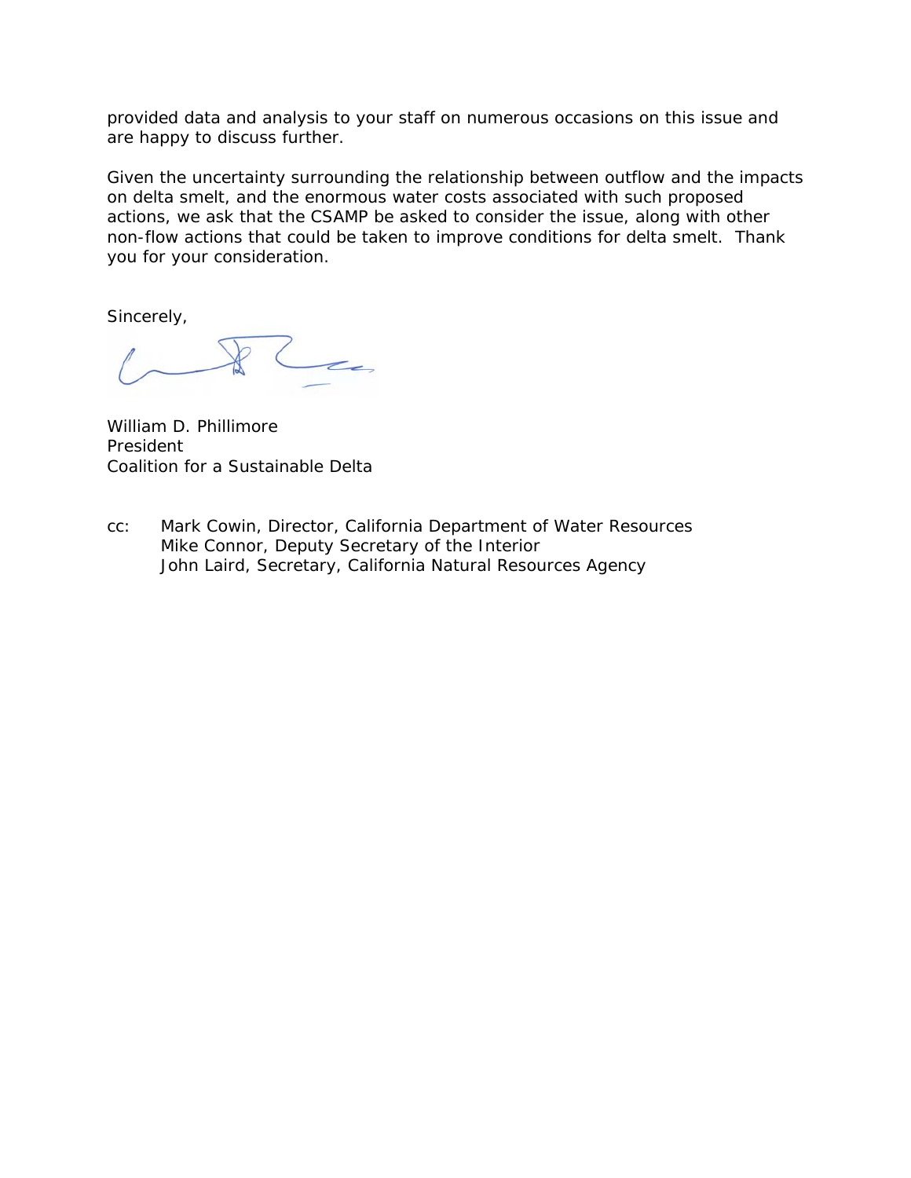provided data and analysis to your staff on numerous occasions on this issue and are happy to discuss further.

Given the uncertainty surrounding the relationship between outflow and the impacts on delta smelt, and the enormous water costs associated with such proposed actions, we ask that the CSAMP be asked to consider the issue, along with other non-flow actions that could be taken to improve conditions for delta smelt. Thank you for your consideration.

Sincerely,

William D. Phillimore
President
Coalition for a Sustainable Delta

cc: Mark Cowin, Director, California Department of Water Resources
Mike Connor, Deputy Secretary of the Interior
John Laird, Secretary, California Natural Resources Agency